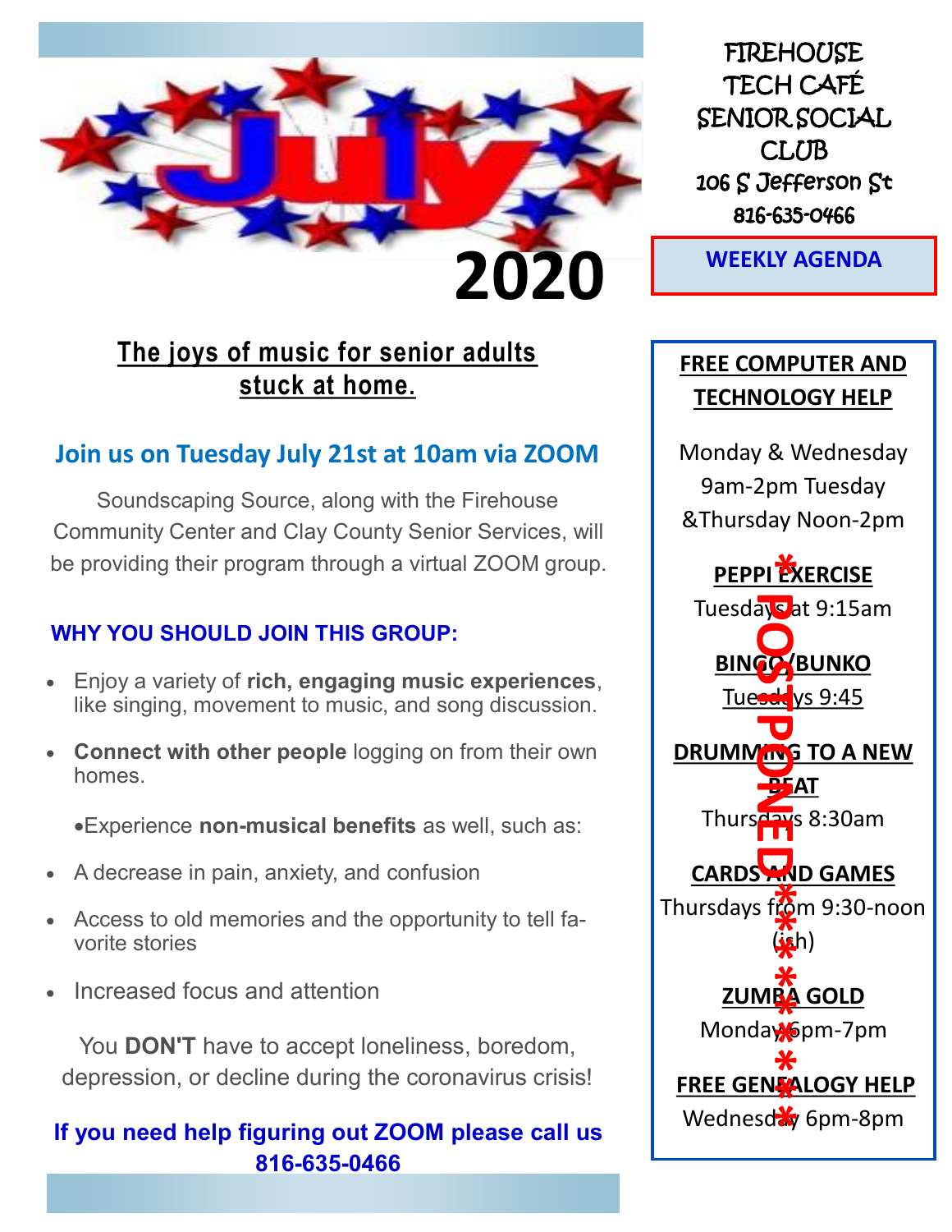# July 2020

## The joys of music for senior adults stuck at home.

### Join us on Tuesday July 21st at 10am via ZOOM

Soundscaping Source, along with the Firehouse Community Center and Clay County Senior Services, will be providing their program through a virtual ZOOM group.

### WHY YOU SHOULD JOIN THIS GROUP:

- Enjoy a variety of **rich, engaging music experiences**, like singing, movement to music, and song discussion.
- **Connect with other people** logging on from their own homes.

•Experience **non-musical benefits** as well, such as:

- A decrease in pain, anxiety, and confusion
- Access to old memories and the opportunity to tell favorite stories
- Increased focus and attention

You **DON'T** have to accept loneliness, boredom, depression, or decline during the coronavirus crisis!

**If you need help figuring out ZOOM please call us 816-635-0466**

---

FIREHOUSE TECH CAFÉ SENIOR SOCIAL CLUB
106 S Jefferson St
816-635-0466

**WEEKLY AGENDA**

**FREE COMPUTER AND TECHNOLOGY HELP**

Monday & Wednesday 9am-2pm Tuesday &Thursday Noon-2pm

***POSTPONED*******

**PEPPI EXERCISE**

Tuesdays at 9:15am

**BINGO/BUNKO**

Tuesdays 9:45

**DRUMMING TO A NEW BEAT**

Thursdays 8:30am

**CARDS AND GAMES**

Thursdays from 9:30-noon (ish)

**ZUMBA GOLD**

Monday 6pm-7pm

**FREE GENEALOGY HELP**

Wednesday 6pm-8pm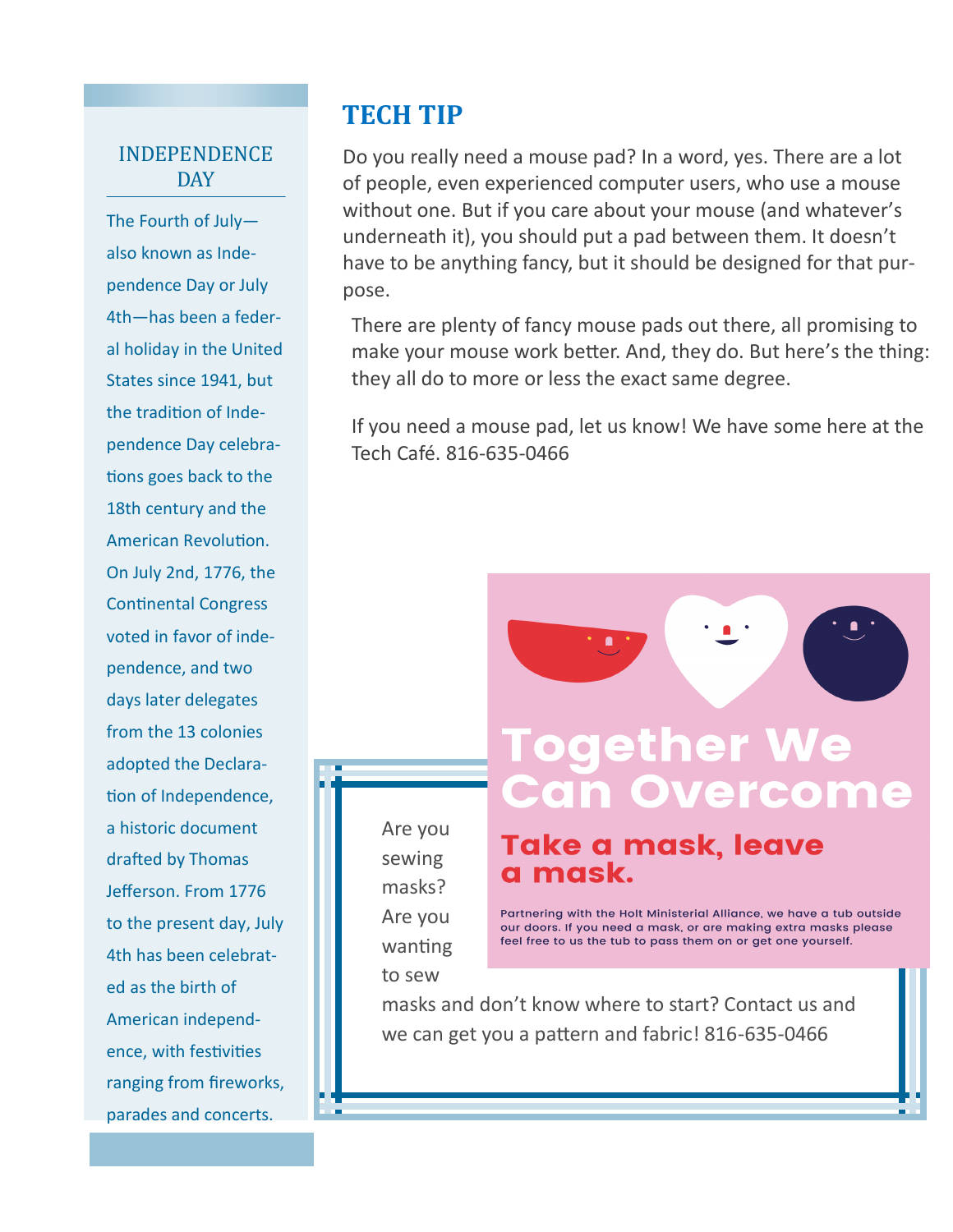## INDEPENDENCE DAY

The Fourth of July—also known as Independence Day or July 4th—has been a federal holiday in the United States since 1941, but the tradition of Independence Day celebrations goes back to the 18th century and the American Revolution. On July 2nd, 1776, the Continental Congress voted in favor of independence, and two days later delegates from the 13 colonies adopted the Declaration of Independence, a historic document drafted by Thomas Jefferson. From 1776 to the present day, July 4th has been celebrated as the birth of American independence, with festivities ranging from fireworks, parades and concerts.

## TECH TIP

Do you really need a mouse pad? In a word, yes. There are a lot of people, even experienced computer users, who use a mouse without one. But if you care about your mouse (and whatever's underneath it), you should put a pad between them. It doesn't have to be anything fancy, but it should be designed for that purpose.

There are plenty of fancy mouse pads out there, all promising to make your mouse work better. And, they do. But here's the thing: they all do to more or less the exact same degree.

If you need a mouse pad, let us know! We have some here at the Tech Café. 816-635-0466

# Together We Can Overcome

## Take a mask, leave a mask.

Partnering with the Holt Ministerial Alliance, we have a tub outside our doors. If you need a mask, or are making extra masks please feel free to us the tub to pass them on or get one yourself.

Are you sewing masks? Are you wanting to sew masks and don't know where to start? Contact us and we can get you a pattern and fabric! 816-635-0466